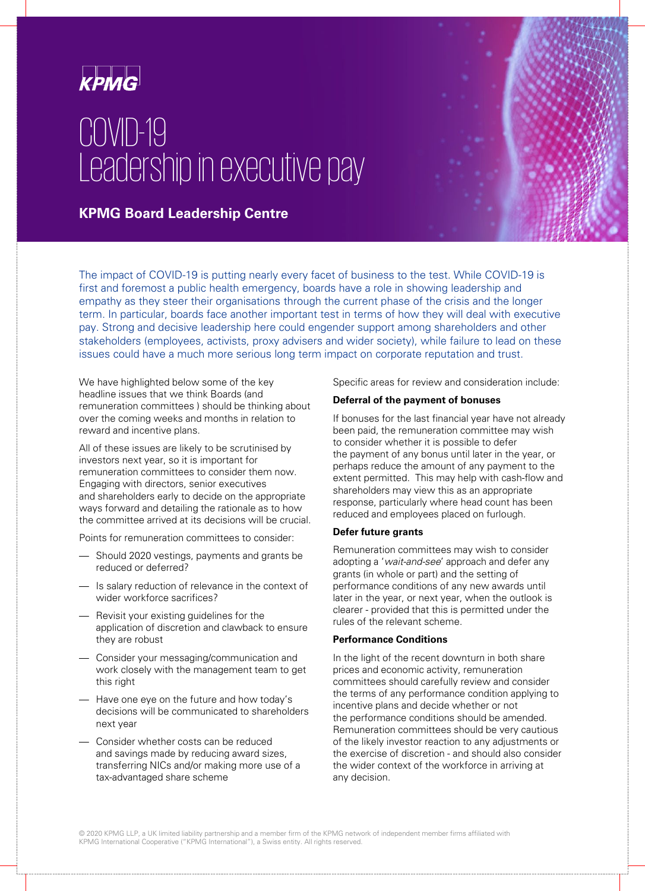KPMG

# COVID-19 Leadership in executive pay

**KPMG Board Leadership Centre**

The impact of COVID-19 is putting nearly every facet of business to the test. While COVID-19 is first and foremost a public health emergency, boards have a role in showing leadership and empathy as they steer their organisations through the current phase of the crisis and the longer term. In particular, boards face another important test in terms of how they will deal with executive pay. Strong and decisive leadership here could engender support among shareholders and other stakeholders (employees, activists, proxy advisers and wider society), while failure to lead on these issues could have a much more serious long term impact on corporate reputation and trust.

We have highlighted below some of the key headline issues that we think Boards (and remuneration committees ) should be thinking about over the coming weeks and months in relation to reward and incentive plans.

All of these issues are likely to be scrutinised by investors next year, so it is important for remuneration committees to consider them now. Engaging with directors, senior executives and shareholders early to decide on the appropriate ways forward and detailing the rationale as to how the committee arrived at its decisions will be crucial.

Points for remuneration committees to consider:

- Should 2020 vestings, payments and grants be reduced or deferred?
- Is salary reduction of relevance in the context of wider workforce sacrifices?
- Revisit your existing guidelines for the application of discretion and clawback to ensure they are robust
- Consider your messaging/communication and work closely with the management team to get this right
- Have one eye on the future and how today's decisions will be communicated to shareholders next year
- Consider whether costs can be reduced and savings made by reducing award sizes, transferring NICs and/or making more use of a tax-advantaged share scheme

Specific areas for review and consideration include:

**Deferral of the payment of bonuses**

If bonuses for the last financial year have not already been paid, the remuneration committee may wish to consider whether it is possible to defer the payment of any bonus until later in the year, or perhaps reduce the amount of any payment to the extent permitted. This may help with cash-flow and shareholders may view this as an appropriate response, particularly where head count has been reduced and employees placed on furlough.

**Defer future grants**

Remuneration committees may wish to consider adopting a '*wait-and-see*' approach and defer any grants (in whole or part) and the setting of performance conditions of any new awards until later in the year, or next year, when the outlook is clearer - provided that this is permitted under the rules of the relevant scheme.

**Performance Conditions**

In the light of the recent downturn in both share prices and economic activity, remuneration committees should carefully review and consider the terms of any performance condition applying to incentive plans and decide whether or not the performance conditions should be amended. Remuneration committees should be very cautious of the likely investor reaction to any adjustments or the exercise of discretion - and should also consider the wider context of the workforce in arriving at any decision.

© 2020 KPMG LLP, a UK limited liability partnership and a member firm of the KPMG network of independent member firms affiliated with KPMG International Cooperative ("KPMG International"), a Swiss entity. All rights reserved.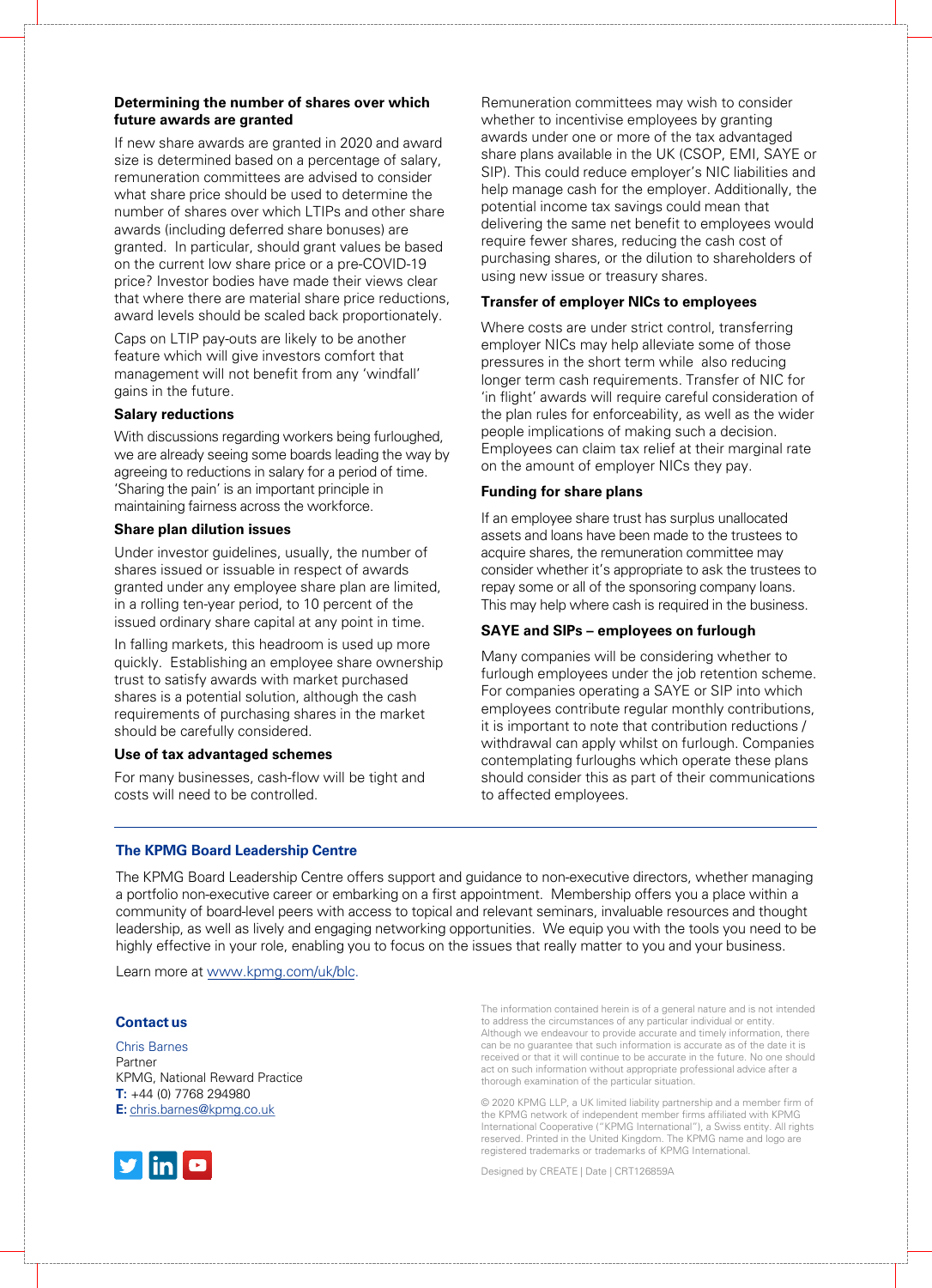### Determining the number of shares over which future awards are granted

If new share awards are granted in 2020 and award size is determined based on a percentage of salary, remuneration committees are advised to consider what share price should be used to determine the number of shares over which LTIPs and other share awards (including deferred share bonuses) are granted. In particular, should grant values be based on the current low share price or a pre-COVID-19 price? Investor bodies have made their views clear that where there are material share price reductions, award levels should be scaled back proportionately.

Caps on LTIP pay-outs are likely to be another feature which will give investors comfort that management will not benefit from any 'windfall' gains in the future.

### Salary reductions

With discussions regarding workers being furloughed, we are already seeing some boards leading the way by agreeing to reductions in salary for a period of time. 'Sharing the pain' is an important principle in maintaining fairness across the workforce.

### Share plan dilution issues

Under investor guidelines, usually, the number of shares issued or issuable in respect of awards granted under any employee share plan are limited, in a rolling ten-year period, to 10 percent of the issued ordinary share capital at any point in time.

In falling markets, this headroom is used up more quickly. Establishing an employee share ownership trust to satisfy awards with market purchased shares is a potential solution, although the cash requirements of purchasing shares in the market should be carefully considered.

### Use of tax advantaged schemes

For many businesses, cash-flow will be tight and costs will need to be controlled.

Remuneration committees may wish to consider whether to incentivise employees by granting awards under one or more of the tax advantaged share plans available in the UK (CSOP, EMI, SAYE or SIP). This could reduce employer's NIC liabilities and help manage cash for the employer. Additionally, the potential income tax savings could mean that delivering the same net benefit to employees would require fewer shares, reducing the cash cost of purchasing shares, or the dilution to shareholders of using new issue or treasury shares.

### Transfer of employer NICs to employees

Where costs are under strict control, transferring employer NICs may help alleviate some of those pressures in the short term while also reducing longer term cash requirements. Transfer of NIC for 'in flight' awards will require careful consideration of the plan rules for enforceability, as well as the wider people implications of making such a decision. Employees can claim tax relief at their marginal rate on the amount of employer NICs they pay.

### Funding for share plans

If an employee share trust has surplus unallocated assets and loans have been made to the trustees to acquire shares, the remuneration committee may consider whether it's appropriate to ask the trustees to repay some or all of the sponsoring company loans. This may help where cash is required in the business.

### SAYE and SIPs – employees on furlough

Many companies will be considering whether to furlough employees under the job retention scheme. For companies operating a SAYE or SIP into which employees contribute regular monthly contributions, it is important to note that contribution reductions / withdrawal can apply whilst on furlough. Companies contemplating furloughs which operate these plans should consider this as part of their communications to affected employees.

---

### The KPMG Board Leadership Centre

The KPMG Board Leadership Centre offers support and guidance to non-executive directors, whether managing a portfolio non-executive career or embarking on a first appointment. Membership offers you a place within a community of board-level peers with access to topical and relevant seminars, invaluable resources and thought leadership, as well as lively and engaging networking opportunities. We equip you with the tools you need to be highly effective in your role, enabling you to focus on the issues that really matter to you and your business.

Learn more at www.kpmg.com/uk/blc.

### Contact us

Chris Barnes
Partner
KPMG, National Reward Practice
**T:** +44 (0) 7768 294980
**E:** chris.barnes@kpmg.co.uk

The information contained herein is of a general nature and is not intended to address the circumstances of any particular individual or entity. Although we endeavour to provide accurate and timely information, there can be no guarantee that such information is accurate as of the date it is received or that it will continue to be accurate in the future. No one should act on such information without appropriate professional advice after a thorough examination of the particular situation.

© 2020 KPMG LLP, a UK limited liability partnership and a member firm of the KPMG network of independent member firms affiliated with KPMG International Cooperative ("KPMG International"), a Swiss entity. All rights reserved. Printed in the United Kingdom. The KPMG name and logo are registered trademarks or trademarks of KPMG International.

Designed by CREATE | Date | CRT126859A